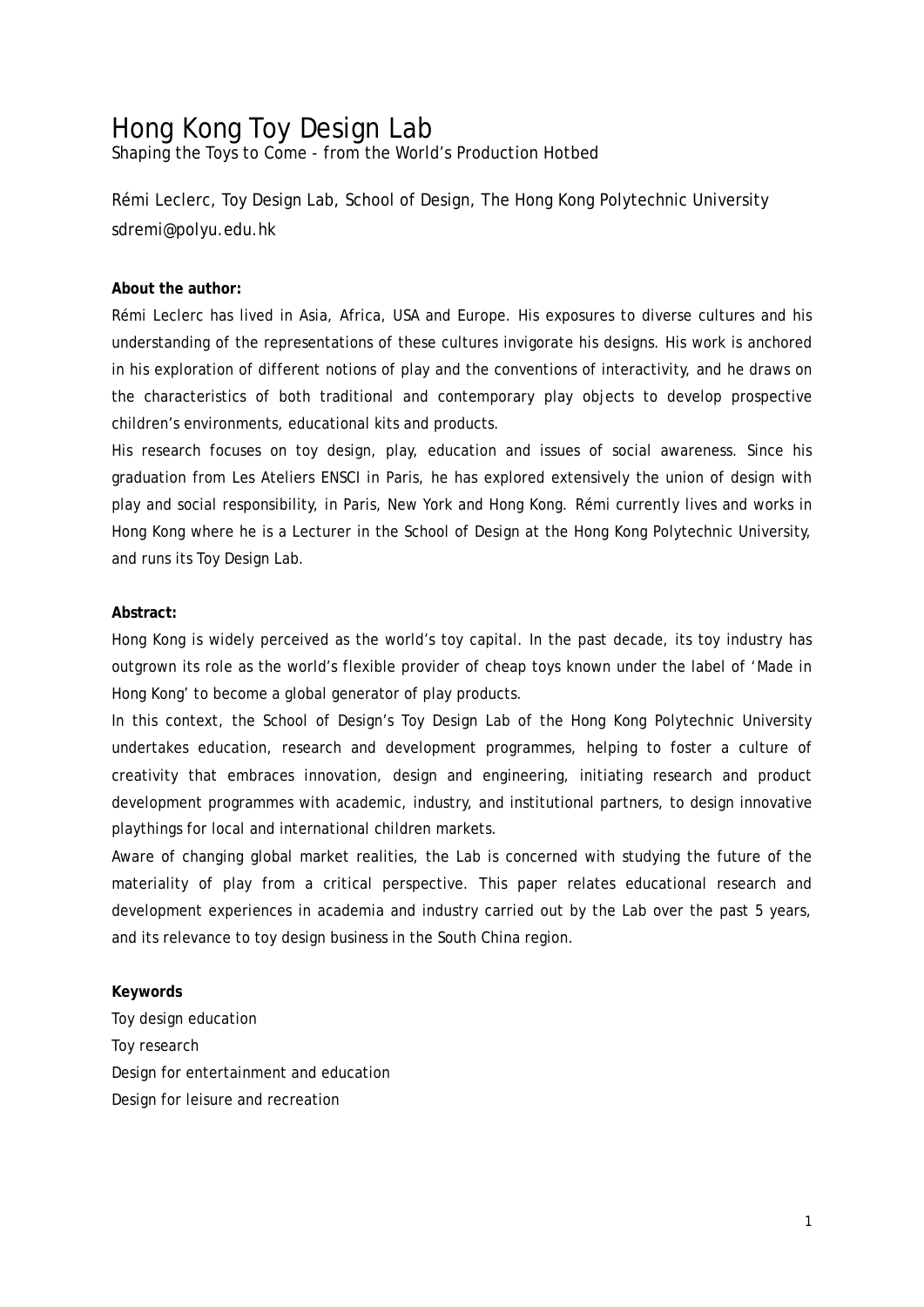# Hong Kong Toy Design Lab

Shaping the Toys to Come - from the World's Production Hotbed

Rémi Leclerc, Toy Design Lab, School of Design, The Hong Kong Polytechnic University
sdremi@polyu.edu.hk

**About the author:**

Rémi Leclerc has lived in Asia, Africa, USA and Europe. His exposures to diverse cultures and his understanding of the representations of these cultures invigorate his designs. His work is anchored in his exploration of different notions of play and the conventions of interactivity, and he draws on the characteristics of both traditional and contemporary play objects to develop prospective children's environments, educational kits and products.

His research focuses on toy design, play, education and issues of social awareness. Since his graduation from Les Ateliers ENSCI in Paris, he has explored extensively the union of design with play and social responsibility, in Paris, New York and Hong Kong. Rémi currently lives and works in Hong Kong where he is a Lecturer in the School of Design at the Hong Kong Polytechnic University, and runs its Toy Design Lab.

**Abstract:**

Hong Kong is widely perceived as the world's toy capital. In the past decade, its toy industry has outgrown its role as the world's flexible provider of cheap toys known under the label of 'Made in Hong Kong' to become a global generator of play products.

In this context, the School of Design's Toy Design Lab of the Hong Kong Polytechnic University undertakes education, research and development programmes, helping to foster a culture of creativity that embraces innovation, design and engineering, initiating research and product development programmes with academic, industry, and institutional partners, to design innovative playthings for local and international children markets.

Aware of changing global market realities, the Lab is concerned with studying the future of the materiality of play from a critical perspective. This paper relates educational research and development experiences in academia and industry carried out by the Lab over the past 5 years, and its relevance to toy design business in the South China region.

**Keywords**

Toy design education
Toy research
Design for entertainment and education
Design for leisure and recreation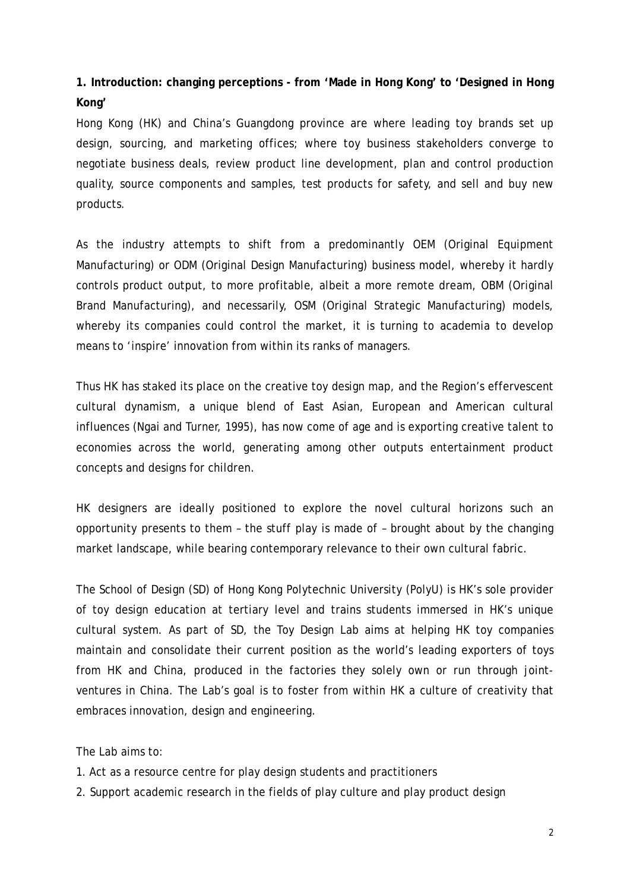## 1. Introduction: changing perceptions - from 'Made in Hong Kong' to 'Designed in Hong Kong'

Hong Kong (HK) and China's Guangdong province are where leading toy brands set up design, sourcing, and marketing offices; where toy business stakeholders converge to negotiate business deals, review product line development, plan and control production quality, source components and samples, test products for safety, and sell and buy new products.

As the industry attempts to shift from a predominantly OEM (Original Equipment Manufacturing) or ODM (Original Design Manufacturing) business model, whereby it hardly controls product output, to more profitable, albeit a more remote dream, OBM (Original Brand Manufacturing), and necessarily, OSM (Original Strategic Manufacturing) models, whereby its companies could control the market, it is turning to academia to develop means to 'inspire' innovation from within its ranks of managers.

Thus HK has staked its place on the creative toy design map, and the Region's effervescent cultural dynamism, a unique blend of East Asian, European and American cultural influences (Ngai and Turner, 1995), has now come of age and is exporting creative talent to economies across the world, generating among other outputs entertainment product concepts and designs for children.

HK designers are ideally positioned to explore the novel cultural horizons such an opportunity presents to them – the stuff play is made of – brought about by the changing market landscape, while bearing contemporary relevance to their own cultural fabric.

The School of Design (SD) of Hong Kong Polytechnic University (PolyU) is HK's sole provider of toy design education at tertiary level and trains students immersed in HK's unique cultural system. As part of SD, the Toy Design Lab aims at helping HK toy companies maintain and consolidate their current position as the world's leading exporters of toys from HK and China, produced in the factories they solely own or run through joint-ventures in China. The Lab's goal is to foster from within HK a culture of creativity that embraces innovation, design and engineering.

The Lab aims to:

1. Act as a resource centre for play design students and practitioners
2. Support academic research in the fields of play culture and play product design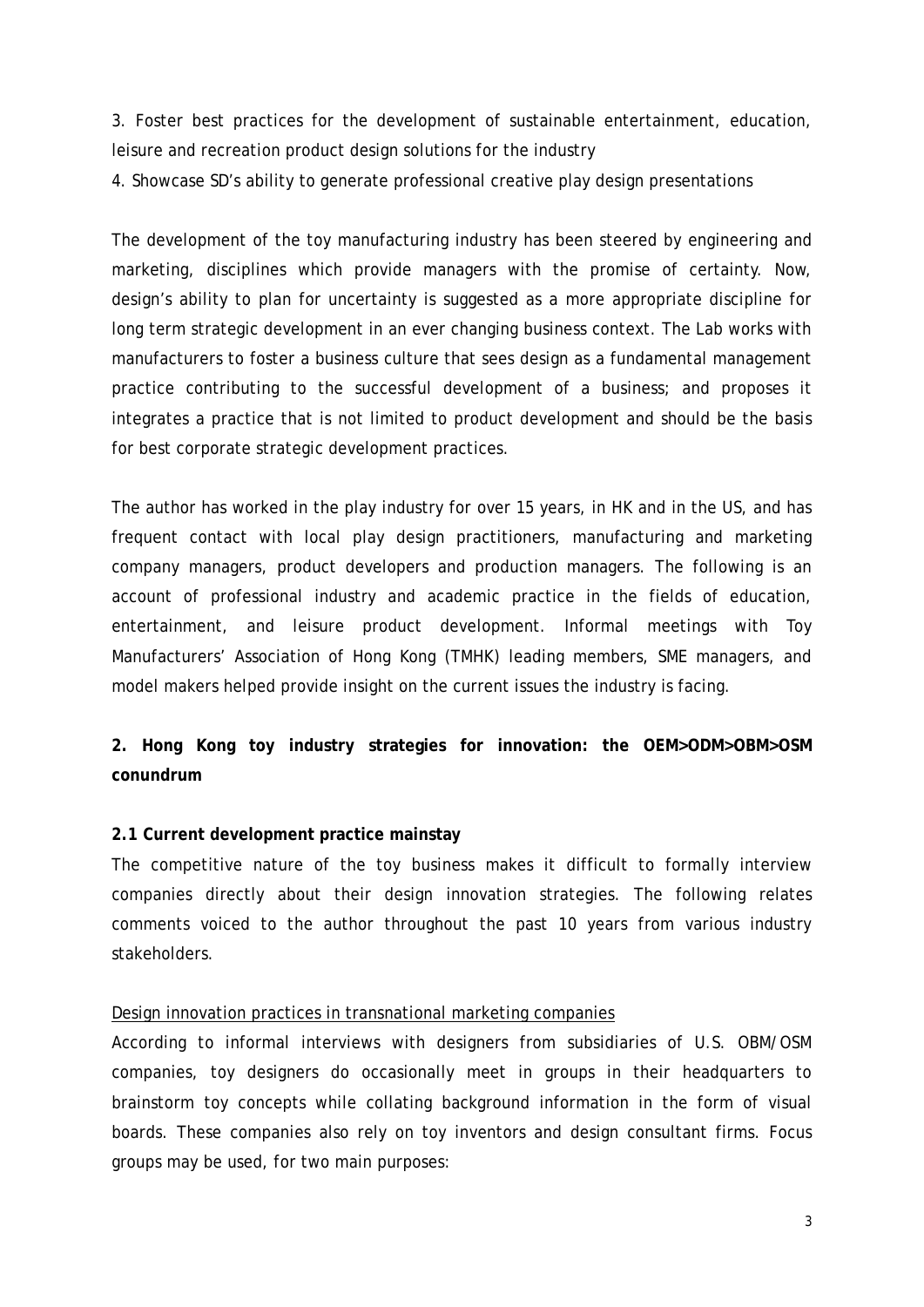3. Foster best practices for the development of sustainable entertainment, education, leisure and recreation product design solutions for the industry
4. Showcase SD's ability to generate professional creative play design presentations

The development of the toy manufacturing industry has been steered by engineering and marketing, disciplines which provide managers with the promise of certainty. Now, design's ability to plan for uncertainty is suggested as a more appropriate discipline for long term strategic development in an ever changing business context. The Lab works with manufacturers to foster a business culture that sees design as a fundamental management practice contributing to the successful development of a business; and proposes it integrates a practice that is not limited to product development and should be the basis for best corporate strategic development practices.

The author has worked in the play industry for over 15 years, in HK and in the US, and has frequent contact with local play design practitioners, manufacturing and marketing company managers, product developers and production managers. The following is an account of professional industry and academic practice in the fields of education, entertainment, and leisure product development. Informal meetings with Toy Manufacturers' Association of Hong Kong (TMHK) leading members, SME managers, and model makers helped provide insight on the current issues the industry is facing.

## 2. Hong Kong toy industry strategies for innovation: the OEM>ODM>OBM>OSM conundrum

### 2.1 Current development practice mainstay

The competitive nature of the toy business makes it difficult to formally interview companies directly about their design innovation strategies. The following relates comments voiced to the author throughout the past 10 years from various industry stakeholders.

<u>Design innovation practices in transnational marketing companies</u>

According to informal interviews with designers from subsidiaries of U.S. OBM/OSM companies, toy designers do occasionally meet in groups in their headquarters to brainstorm toy concepts while collating background information in the form of visual boards. These companies also rely on toy inventors and design consultant firms. Focus groups may be used, for two main purposes: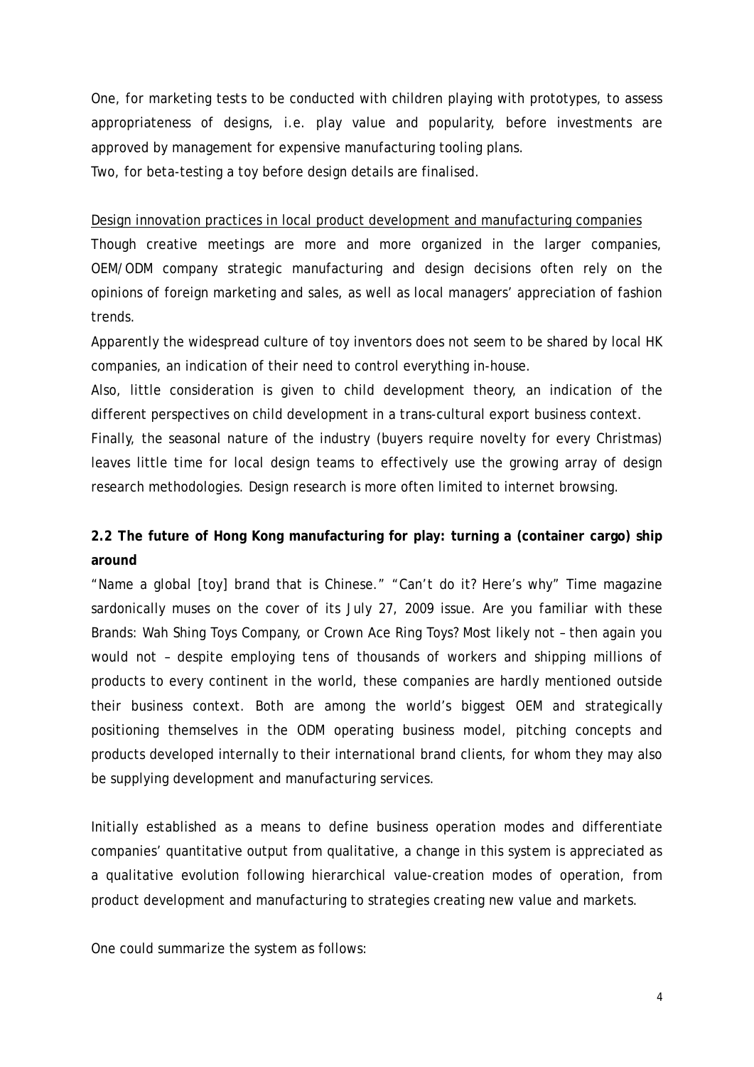One, for marketing tests to be conducted with children playing with prototypes, to assess appropriateness of designs, i.e. play value and popularity, before investments are approved by management for expensive manufacturing tooling plans.
Two, for beta-testing a toy before design details are finalised.

<u>Design innovation practices in local product development and manufacturing companies</u>
Though creative meetings are more and more organized in the larger companies, OEM/ODM company strategic manufacturing and design decisions often rely on the opinions of foreign marketing and sales, as well as local managers' appreciation of fashion trends.
Apparently the widespread culture of toy inventors does not seem to be shared by local HK companies, an indication of their need to control everything in-house.
Also, little consideration is given to child development theory, an indication of the different perspectives on child development in a trans-cultural export business context.
Finally, the seasonal nature of the industry (buyers require novelty for every Christmas) leaves little time for local design teams to effectively use the growing array of design research methodologies. Design research is more often limited to internet browsing.

**2.2 The future of Hong Kong manufacturing for play: turning a (container cargo) ship around**

"Name a global [toy] brand that is Chinese." "Can't do it? Here's why" Time magazine sardonically muses on the cover of its July 27, 2009 issue. Are you familiar with these Brands: Wah Shing Toys Company, or Crown Ace Ring Toys? Most likely not – then again you would not – despite employing tens of thousands of workers and shipping millions of products to every continent in the world, these companies are hardly mentioned outside their business context. Both are among the world's biggest OEM and strategically positioning themselves in the ODM operating business model, pitching concepts and products developed internally to their international brand clients, for whom they may also be supplying development and manufacturing services.

Initially established as a means to define business operation modes and differentiate companies' quantitative output from qualitative, a change in this system is appreciated as a qualitative evolution following hierarchical value-creation modes of operation, from product development and manufacturing to strategies creating new value and markets.

One could summarize the system as follows: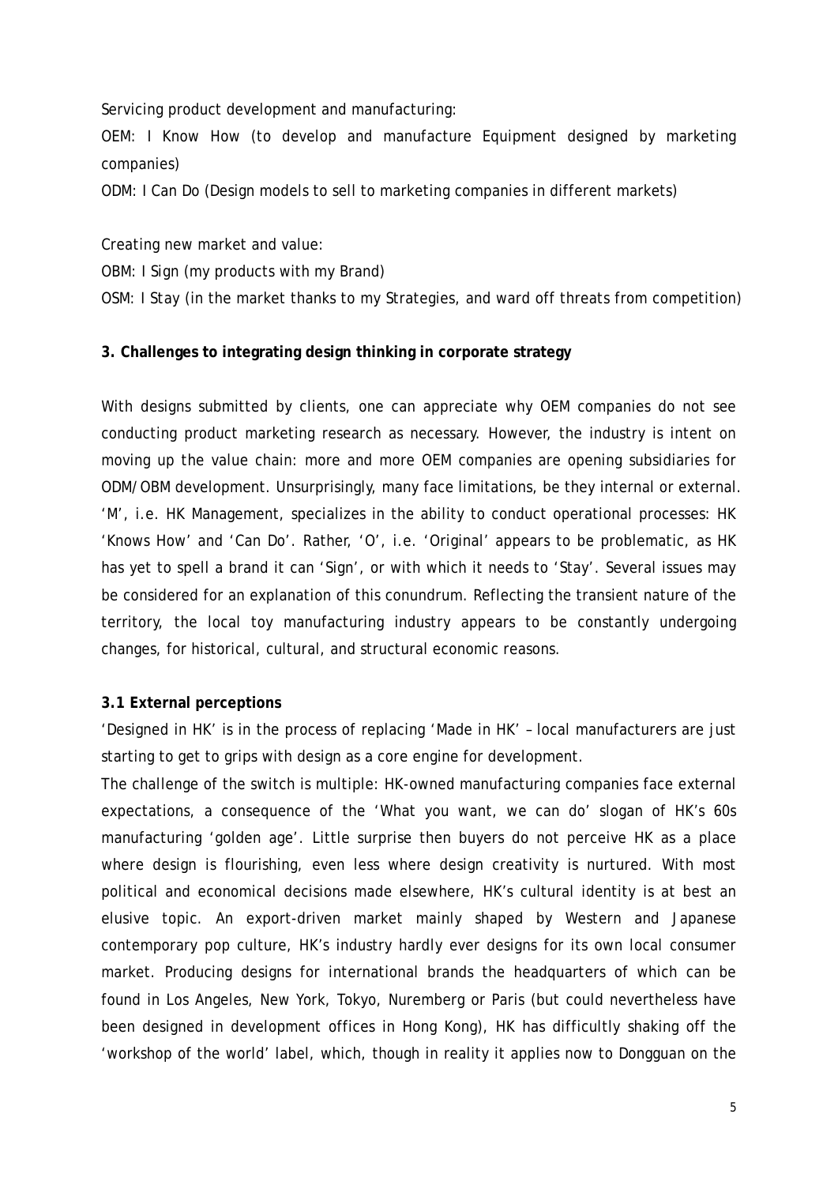Servicing product development and manufacturing:

OEM: I Know How (to develop and manufacture Equipment designed by marketing companies)

ODM: I Can Do (Design models to sell to marketing companies in different markets)

Creating new market and value:

OBM: I Sign (my products with my Brand)

OSM: I Stay (in the market thanks to my Strategies, and ward off threats from competition)

### 3. Challenges to integrating design thinking in corporate strategy

With designs submitted by clients, one can appreciate why OEM companies do not see conducting product marketing research as necessary. However, the industry is intent on moving up the value chain: more and more OEM companies are opening subsidiaries for ODM/OBM development. Unsurprisingly, many face limitations, be they internal or external. 'M', i.e. HK Management, specializes in the ability to conduct operational processes: HK 'Knows How' and 'Can Do'. Rather, 'O', i.e. 'Original' appears to be problematic, as HK has yet to spell a brand it can 'Sign', or with which it needs to 'Stay'. Several issues may be considered for an explanation of this conundrum. Reflecting the transient nature of the territory, the local toy manufacturing industry appears to be constantly undergoing changes, for historical, cultural, and structural economic reasons.

#### 3.1 External perceptions

'Designed in HK' is in the process of replacing 'Made in HK' – local manufacturers are just starting to get to grips with design as a core engine for development.

The challenge of the switch is multiple: HK-owned manufacturing companies face external expectations, a consequence of the 'What you want, we can do' slogan of HK's 60s manufacturing 'golden age'. Little surprise then buyers do not perceive HK as a place where design is flourishing, even less where design creativity is nurtured. With most political and economical decisions made elsewhere, HK's cultural identity is at best an elusive topic. An export-driven market mainly shaped by Western and Japanese contemporary pop culture, HK's industry hardly ever designs for its own local consumer market. Producing designs for international brands the headquarters of which can be found in Los Angeles, New York, Tokyo, Nuremberg or Paris (but could nevertheless have been designed in development offices in Hong Kong), HK has difficultly shaking off the 'workshop of the world' label, which, though in reality it applies now to Dongguan on the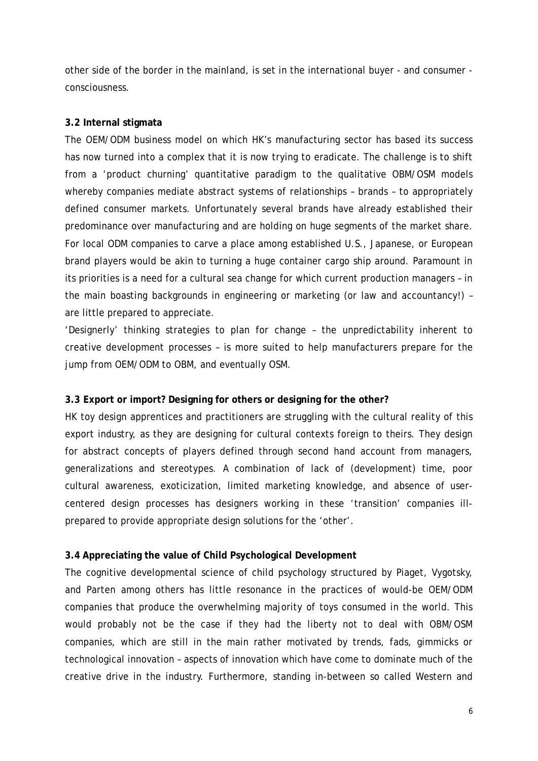other side of the border in the mainland, is set in the international buyer - and consumer - consciousness.

### 3.2 Internal stigmata

The OEM/ODM business model on which HK's manufacturing sector has based its success has now turned into a complex that it is now trying to eradicate. The challenge is to shift from a 'product churning' quantitative paradigm to the qualitative OBM/OSM models whereby companies mediate abstract systems of relationships – brands – to appropriately defined consumer markets. Unfortunately several brands have already established their predominance over manufacturing and are holding on huge segments of the market share. For local ODM companies to carve a place among established U.S., Japanese, or European brand players would be akin to turning a huge container cargo ship around. Paramount in its priorities is a need for a cultural sea change for which current production managers – in the main boasting backgrounds in engineering or marketing (or law and accountancy!) – are little prepared to appreciate.

'Designerly' thinking strategies to plan for change – the unpredictability inherent to creative development processes – is more suited to help manufacturers prepare for the jump from OEM/ODM to OBM, and eventually OSM.

### 3.3 Export or import? Designing for others or designing for the other?

HK toy design apprentices and practitioners are struggling with the cultural reality of this export industry, as they are designing for cultural contexts foreign to theirs. They design for abstract concepts of players defined through second hand account from managers, generalizations and stereotypes. A combination of lack of (development) time, poor cultural awareness, exoticization, limited marketing knowledge, and absence of user-centered design processes has designers working in these 'transition' companies ill-prepared to provide appropriate design solutions for the 'other'.

### 3.4 Appreciating the value of Child Psychological Development

The cognitive developmental science of child psychology structured by Piaget, Vygotsky, and Parten among others has little resonance in the practices of would-be OEM/ODM companies that produce the overwhelming majority of toys consumed in the world. This would probably not be the case if they had the liberty not to deal with OBM/OSM companies, which are still in the main rather motivated by trends, fads, gimmicks or technological innovation – aspects of innovation which have come to dominate much of the creative drive in the industry. Furthermore, standing in-between so called Western and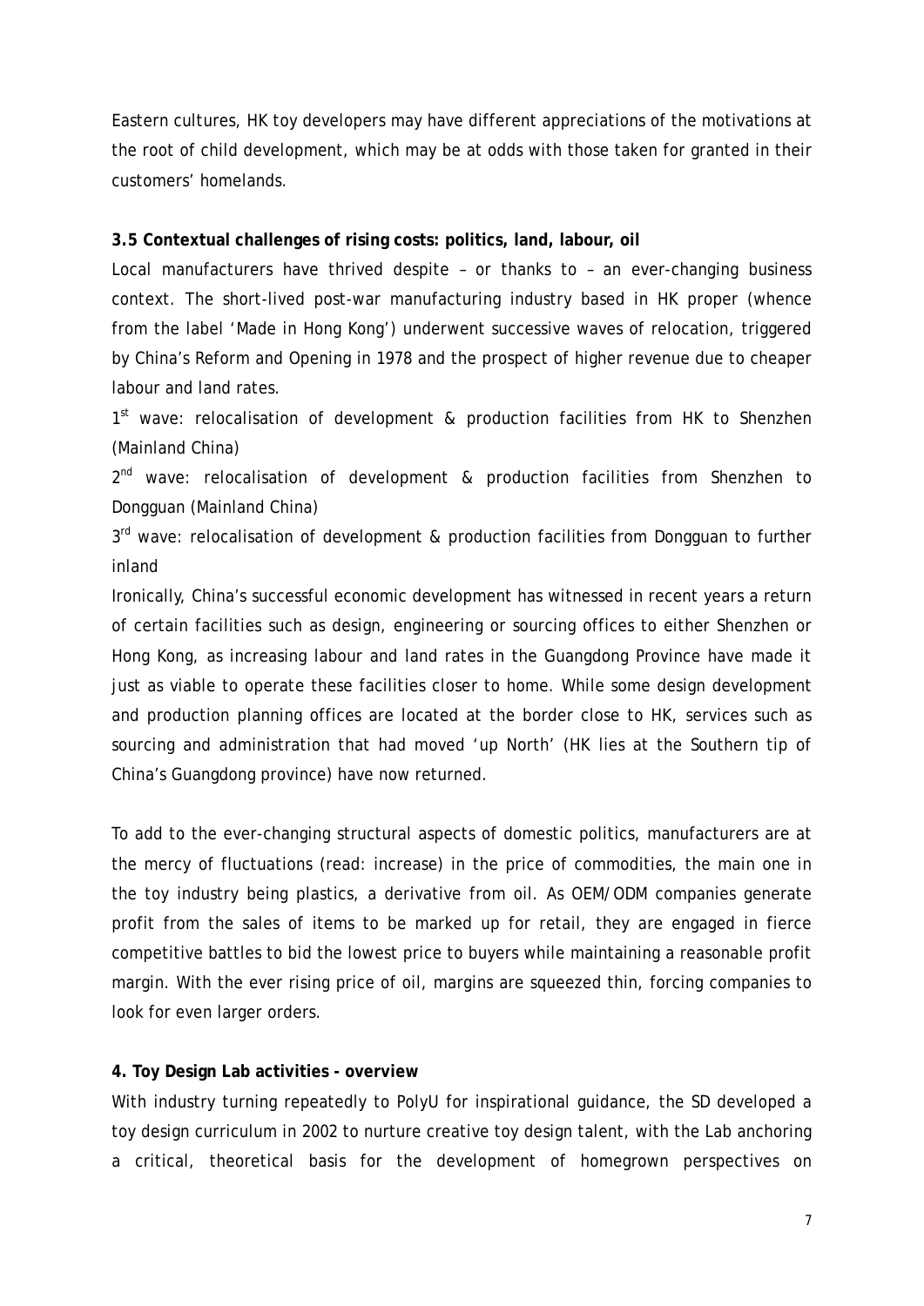Eastern cultures, HK toy developers may have different appreciations of the motivations at the root of child development, which may be at odds with those taken for granted in their customers' homelands.

### 3.5 Contextual challenges of rising costs: politics, land, labour, oil

Local manufacturers have thrived despite – or thanks to – an ever-changing business context. The short-lived post-war manufacturing industry based in HK proper (whence from the label 'Made in Hong Kong') underwent successive waves of relocation, triggered by China's Reform and Opening in 1978 and the prospect of higher revenue due to cheaper labour and land rates.

1st wave: relocalisation of development & production facilities from HK to Shenzhen (Mainland China)

2nd wave: relocalisation of development & production facilities from Shenzhen to Dongguan (Mainland China)

3rd wave: relocalisation of development & production facilities from Dongguan to further inland

Ironically, China's successful economic development has witnessed in recent years a return of certain facilities such as design, engineering or sourcing offices to either Shenzhen or Hong Kong, as increasing labour and land rates in the Guangdong Province have made it just as viable to operate these facilities closer to home. While some design development and production planning offices are located at the border close to HK, services such as sourcing and administration that had moved 'up North' (HK lies at the Southern tip of China's Guangdong province) have now returned.

To add to the ever-changing structural aspects of domestic politics, manufacturers are at the mercy of fluctuations (read: increase) in the price of commodities, the main one in the toy industry being plastics, a derivative from oil. As OEM/ODM companies generate profit from the sales of items to be marked up for retail, they are engaged in fierce competitive battles to bid the lowest price to buyers while maintaining a reasonable profit margin. With the ever rising price of oil, margins are squeezed thin, forcing companies to look for even larger orders.

## 4. Toy Design Lab activities - overview

With industry turning repeatedly to PolyU for inspirational guidance, the SD developed a toy design curriculum in 2002 to nurture creative toy design talent, with the Lab anchoring a critical, theoretical basis for the development of homegrown perspectives on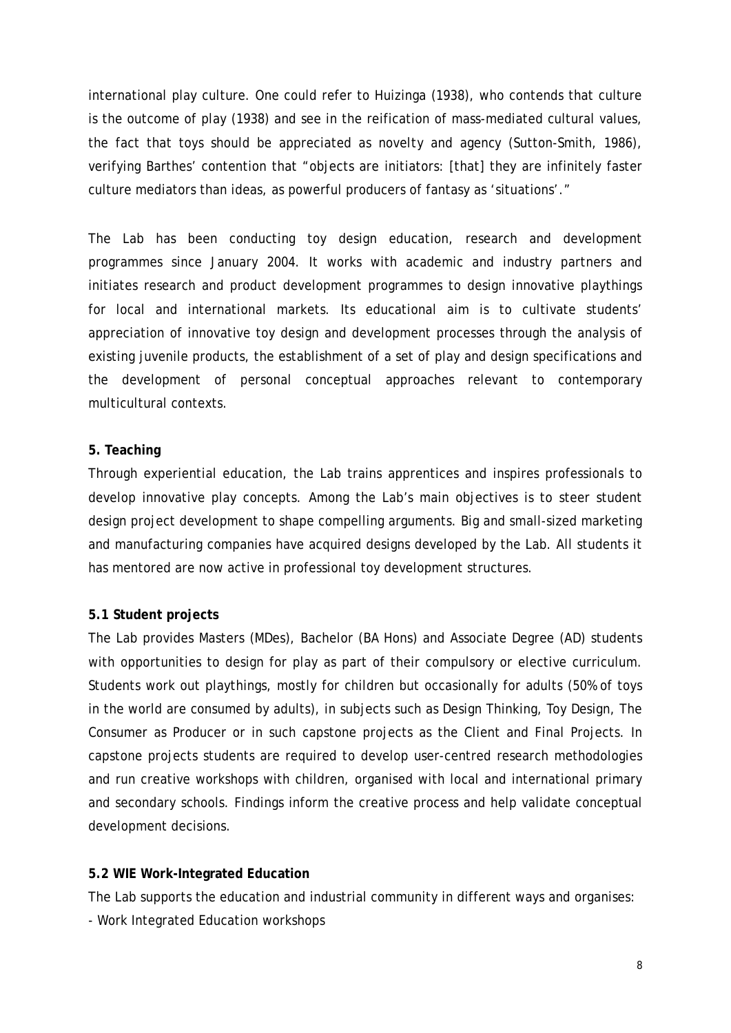international play culture. One could refer to Huizinga (1938), who contends that culture is the outcome of play (1938) and see in the reification of mass-mediated cultural values, the fact that toys should be appreciated as novelty and agency (Sutton-Smith, 1986), verifying Barthes' contention that "objects are initiators: [that] they are infinitely faster culture mediators than ideas, as powerful producers of fantasy as 'situations'."

The Lab has been conducting toy design education, research and development programmes since January 2004. It works with academic and industry partners and initiates research and product development programmes to design innovative playthings for local and international markets. Its educational aim is to cultivate students' appreciation of innovative toy design and development processes through the analysis of existing juvenile products, the establishment of a set of play and design specifications and the development of personal conceptual approaches relevant to contemporary multicultural contexts.

## 5. Teaching

Through experiential education, the Lab trains apprentices and inspires professionals to develop innovative play concepts. Among the Lab's main objectives is to steer student design project development to shape compelling arguments. Big and small-sized marketing and manufacturing companies have acquired designs developed by the Lab. All students it has mentored are now active in professional toy development structures.

### 5.1 Student projects

The Lab provides Masters (MDes), Bachelor (BA Hons) and Associate Degree (AD) students with opportunities to design for play as part of their compulsory or elective curriculum. Students work out playthings, mostly for children but occasionally for adults (50% of toys in the world are consumed by adults), in subjects such as Design Thinking, Toy Design, The Consumer as Producer or in such capstone projects as the Client and Final Projects. In capstone projects students are required to develop user-centred research methodologies and run creative workshops with children, organised with local and international primary and secondary schools. Findings inform the creative process and help validate conceptual development decisions.

### 5.2 WIE Work-Integrated Education

The Lab supports the education and industrial community in different ways and organises:

- Work Integrated Education workshops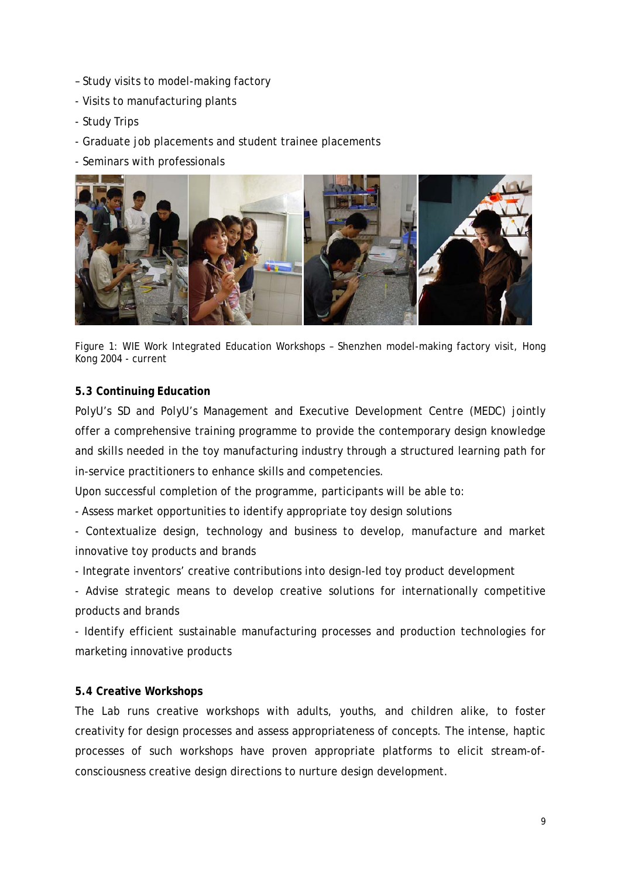– Study visits to model-making factory
- Visits to manufacturing plants
- Study Trips
- Graduate job placements and student trainee placements
- Seminars with professionals

Figure 1: WIE Work Integrated Education Workshops – Shenzhen model-making factory visit, Hong Kong 2004 - current

**5.3 Continuing Education**

PolyU's SD and PolyU's Management and Executive Development Centre (MEDC) jointly offer a comprehensive training programme to provide the contemporary design knowledge and skills needed in the toy manufacturing industry through a structured learning path for in-service practitioners to enhance skills and competencies.

Upon successful completion of the programme, participants will be able to:

- Assess market opportunities to identify appropriate toy design solutions
- Contextualize design, technology and business to develop, manufacture and market innovative toy products and brands
- Integrate inventors' creative contributions into design-led toy product development
- Advise strategic means to develop creative solutions for internationally competitive products and brands
- Identify efficient sustainable manufacturing processes and production technologies for marketing innovative products

**5.4 Creative Workshops**

The Lab runs creative workshops with adults, youths, and children alike, to foster creativity for design processes and assess appropriateness of concepts. The intense, haptic processes of such workshops have proven appropriate platforms to elicit stream-of-consciousness creative design directions to nurture design development.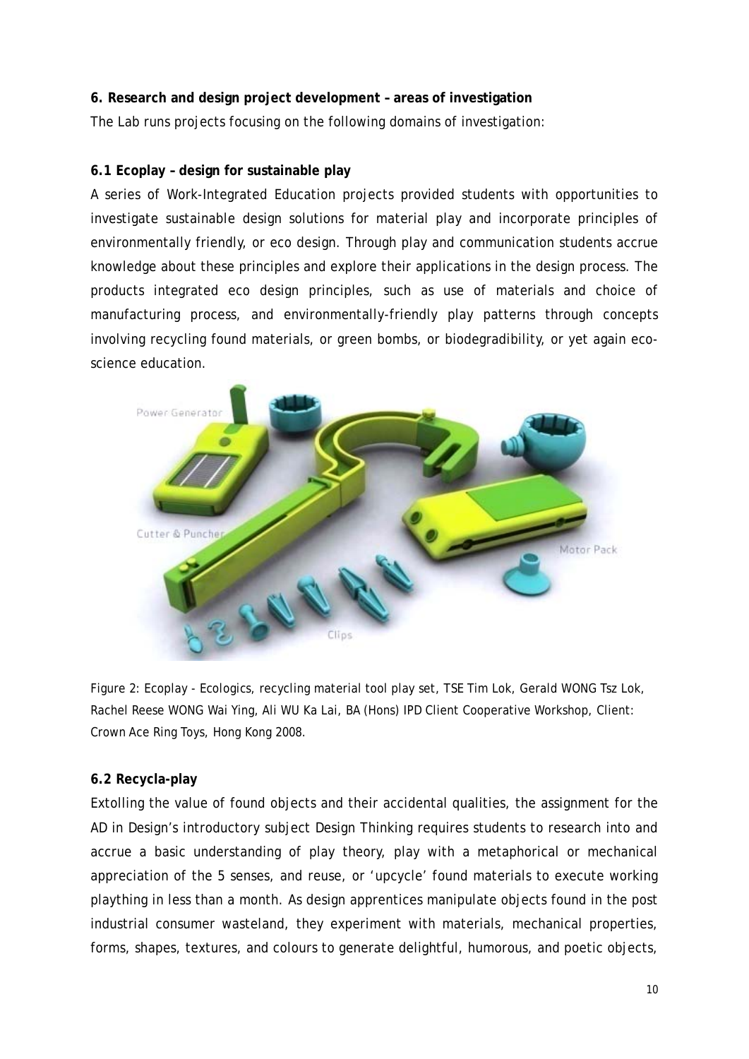**6. Research and design project development – areas of investigation**

The Lab runs projects focusing on the following domains of investigation:

**6.1 Ecoplay – design for sustainable play**

A series of Work-Integrated Education projects provided students with opportunities to investigate sustainable design solutions for material play and incorporate principles of environmentally friendly, or eco design. Through play and communication students accrue knowledge about these principles and explore their applications in the design process. The products integrated eco design principles, such as use of materials and choice of manufacturing process, and environmentally-friendly play patterns through concepts involving recycling found materials, or green bombs, or biodegradibility, or yet again eco-science education.

Figure 2: Ecoplay - Ecologics, recycling material tool play set, TSE Tim Lok, Gerald WONG Tsz Lok, Rachel Reese WONG Wai Ying, Ali WU Ka Lai, BA (Hons) IPD Client Cooperative Workshop, Client: Crown Ace Ring Toys, Hong Kong 2008.

**6.2 Recycla-play**

Extolling the value of found objects and their accidental qualities, the assignment for the AD in Design's introductory subject Design Thinking requires students to research into and accrue a basic understanding of play theory, play with a metaphorical or mechanical appreciation of the 5 senses, and reuse, or 'upcycle' found materials to execute working plaything in less than a month. As design apprentices manipulate objects found in the post industrial consumer wasteland, they experiment with materials, mechanical properties, forms, shapes, textures, and colours to generate delightful, humorous, and poetic objects,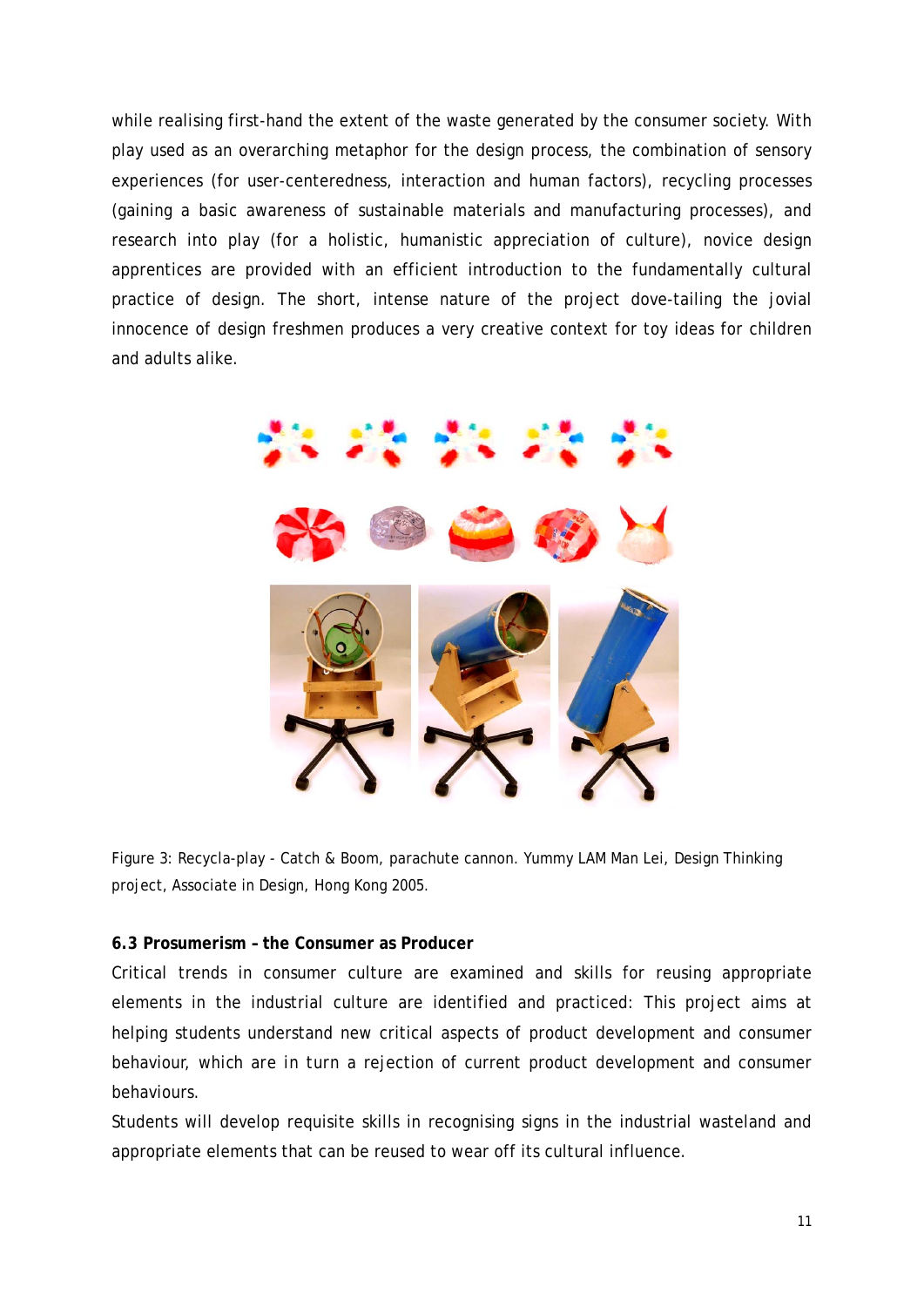while realising first-hand the extent of the waste generated by the consumer society. With play used as an overarching metaphor for the design process, the combination of sensory experiences (for user-centeredness, interaction and human factors), recycling processes (gaining a basic awareness of sustainable materials and manufacturing processes), and research into play (for a holistic, humanistic appreciation of culture), novice design apprentices are provided with an efficient introduction to the fundamentally cultural practice of design. The short, intense nature of the project dove-tailing the jovial innocence of design freshmen produces a very creative context for toy ideas for children and adults alike.

Figure 3: Recycla-play - Catch & Boom, parachute cannon. Yummy LAM Man Lei, Design Thinking project, Associate in Design, Hong Kong 2005.

**6.3 Prosumerism – the Consumer as Producer**

Critical trends in consumer culture are examined and skills for reusing appropriate elements in the industrial culture are identified and practiced: This project aims at helping students understand new critical aspects of product development and consumer behaviour, which are in turn a rejection of current product development and consumer behaviours.

Students will develop requisite skills in recognising signs in the industrial wasteland and appropriate elements that can be reused to wear off its cultural influence.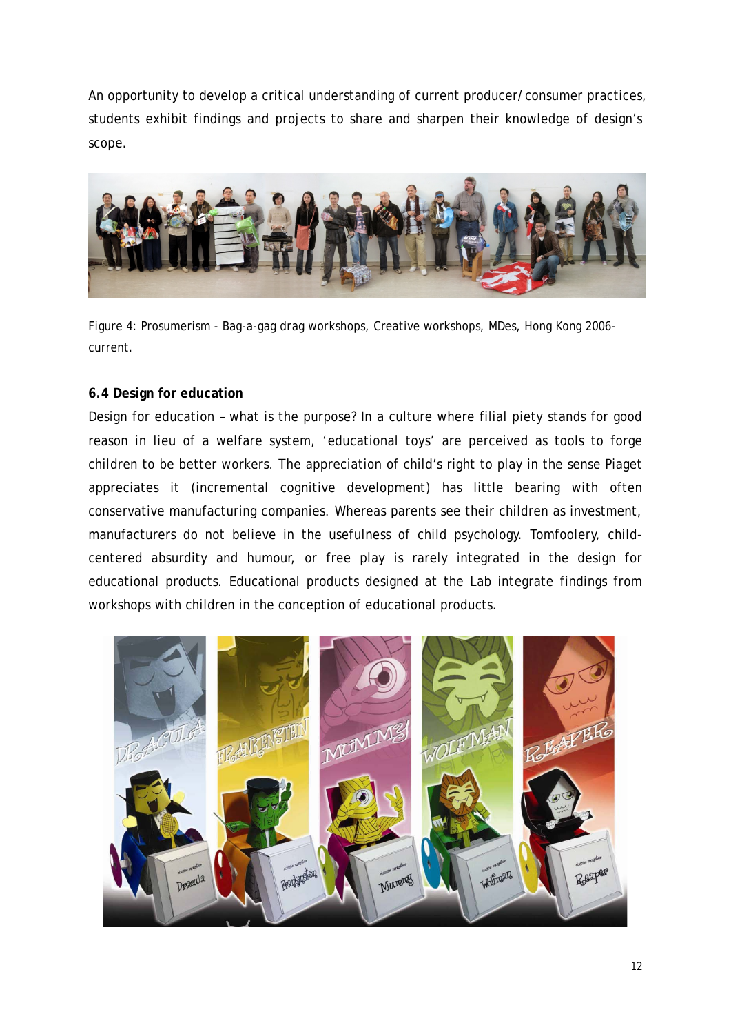An opportunity to develop a critical understanding of current producer/consumer practices, students exhibit findings and projects to share and sharpen their knowledge of design's scope.

Figure 4: Prosumerism - Bag-a-gag drag workshops, Creative workshops, MDes, Hong Kong 2006-current.

**6.4 Design for education**

Design for education – what is the purpose? In a culture where filial piety stands for good reason in lieu of a welfare system, 'educational toys' are perceived as tools to forge children to be better workers. The appreciation of child's right to play in the sense Piaget appreciates it (incremental cognitive development) has little bearing with often conservative manufacturing companies. Whereas parents see their children as investment, manufacturers do not believe in the usefulness of child psychology. Tomfoolery, child-centered absurdity and humour, or free play is rarely integrated in the design for educational products. Educational products designed at the Lab integrate findings from workshops with children in the conception of educational products.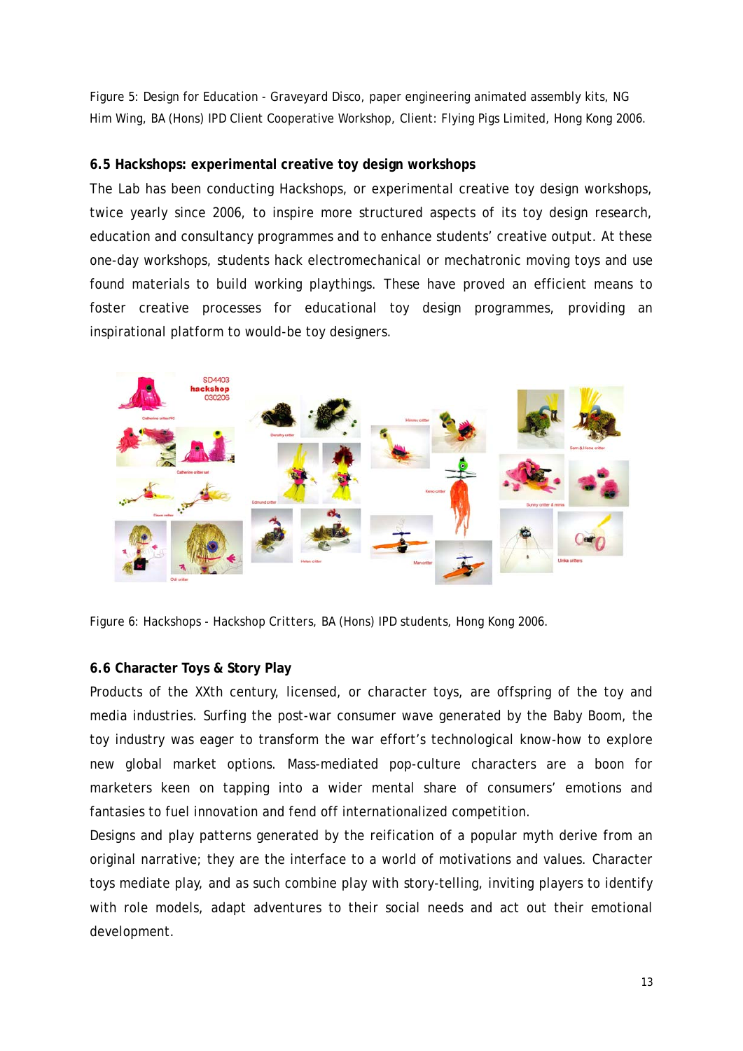Figure 5: Design for Education - Graveyard Disco, paper engineering animated assembly kits, NG Him Wing, BA (Hons) IPD Client Cooperative Workshop, Client: Flying Pigs Limited, Hong Kong 2006.

### 6.5 Hackshops: experimental creative toy design workshops

The Lab has been conducting Hackshops, or experimental creative toy design workshops, twice yearly since 2006, to inspire more structured aspects of its toy design research, education and consultancy programmes and to enhance students' creative output. At these one-day workshops, students hack electromechanical or mechatronic moving toys and use found materials to build working playthings. These have proved an efficient means to foster creative processes for educational toy design programmes, providing an inspirational platform to would-be toy designers.

Figure 6: Hackshops - Hackshop Critters, BA (Hons) IPD students, Hong Kong 2006.

### 6.6 Character Toys & Story Play

Products of the XXth century, licensed, or character toys, are offspring of the toy and media industries. Surfing the post-war consumer wave generated by the Baby Boom, the toy industry was eager to transform the war effort's technological know-how to explore new global market options. Mass-mediated pop-culture characters are a boon for marketers keen on tapping into a wider mental share of consumers' emotions and fantasies to fuel innovation and fend off internationalized competition.

Designs and play patterns generated by the reification of a popular myth derive from an original narrative; they are the interface to a world of motivations and values. Character toys mediate play, and as such combine play with story-telling, inviting players to identify with role models, adapt adventures to their social needs and act out their emotional development.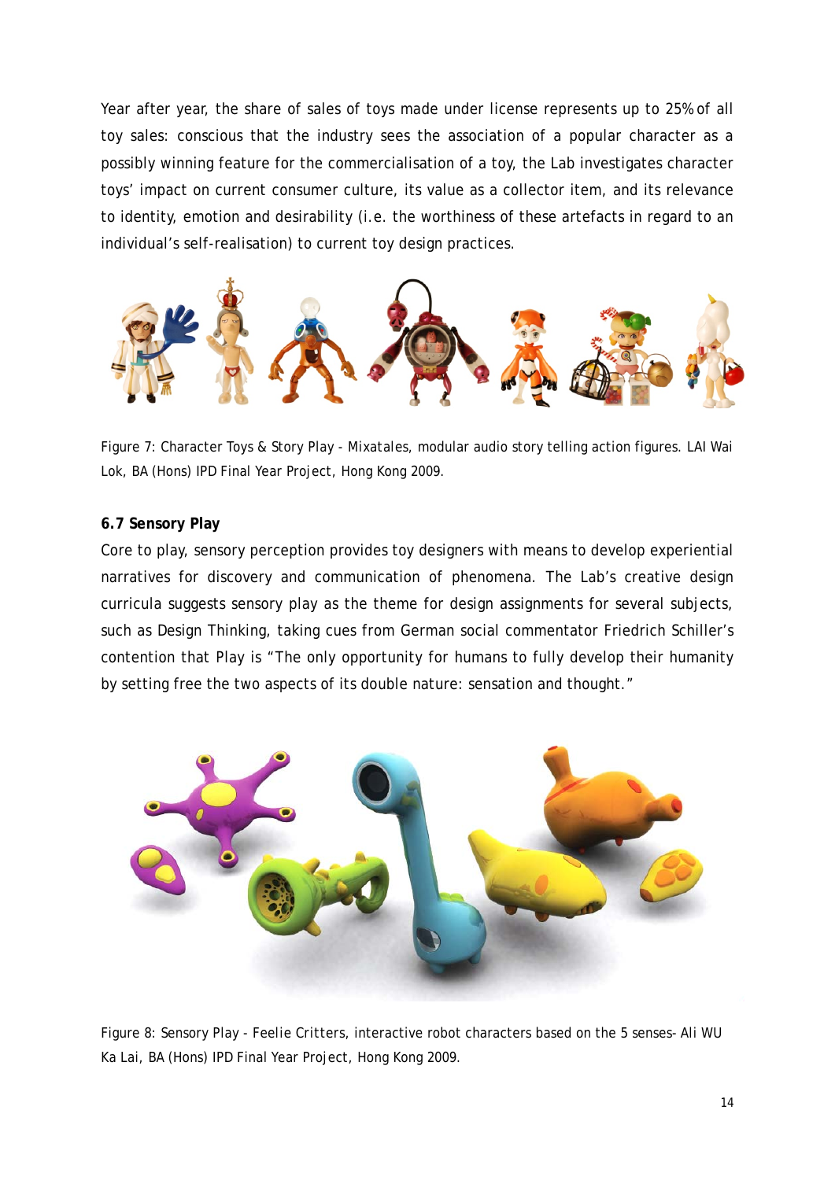Year after year, the share of sales of toys made under license represents up to 25% of all toy sales: conscious that the industry sees the association of a popular character as a possibly winning feature for the commercialisation of a toy, the Lab investigates character toys' impact on current consumer culture, its value as a collector item, and its relevance to identity, emotion and desirability (i.e. the worthiness of these artefacts in regard to an individual's self-realisation) to current toy design practices.

Figure 7: Character Toys & Story Play - Mixatales, modular audio story telling action figures. LAI Wai Lok, BA (Hons) IPD Final Year Project, Hong Kong 2009.

### 6.7 Sensory Play

Core to play, sensory perception provides toy designers with means to develop experiential narratives for discovery and communication of phenomena. The Lab's creative design curricula suggests sensory play as the theme for design assignments for several subjects, such as Design Thinking, taking cues from German social commentator Friedrich Schiller's contention that Play is "The only opportunity for humans to fully develop their humanity by setting free the two aspects of its double nature: sensation and thought."

Figure 8: Sensory Play - Feelie Critters, interactive robot characters based on the 5 senses- Ali WU Ka Lai, BA (Hons) IPD Final Year Project, Hong Kong 2009.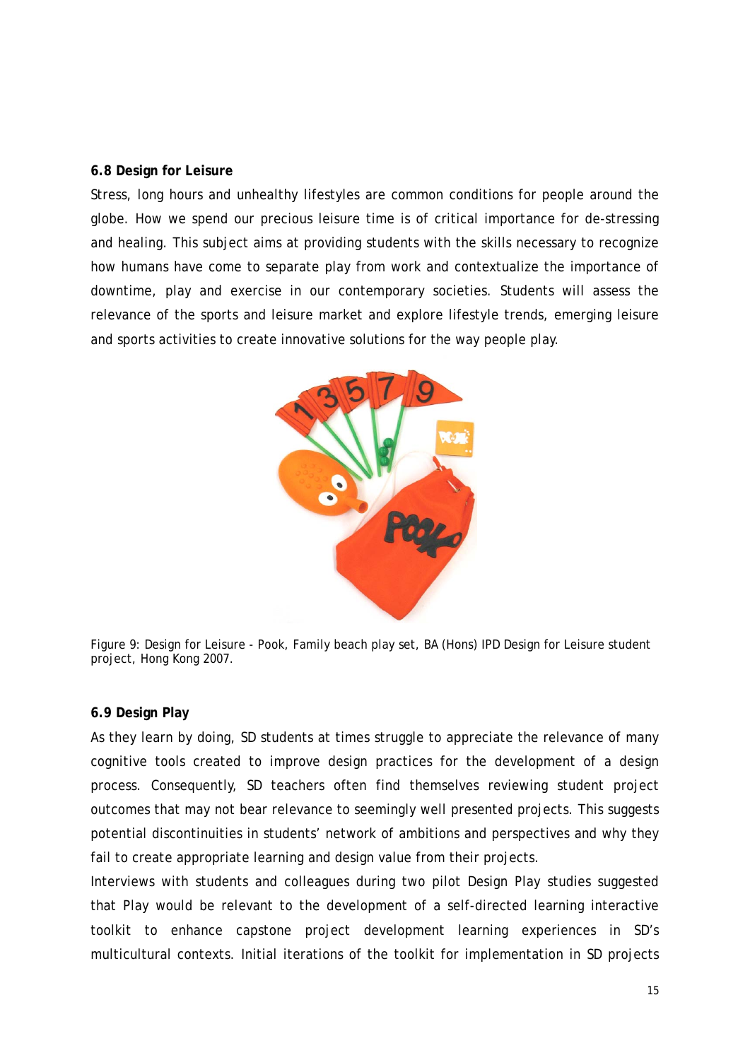### 6.8 Design for Leisure

Stress, long hours and unhealthy lifestyles are common conditions for people around the globe. How we spend our precious leisure time is of critical importance for de-stressing and healing. This subject aims at providing students with the skills necessary to recognize how humans have come to separate play from work and contextualize the importance of downtime, play and exercise in our contemporary societies. Students will assess the relevance of the sports and leisure market and explore lifestyle trends, emerging leisure and sports activities to create innovative solutions for the way people play.

Figure 9: Design for Leisure - Pook, Family beach play set, BA (Hons) IPD Design for Leisure student project, Hong Kong 2007.

### 6.9 Design Play

As they learn by doing, SD students at times struggle to appreciate the relevance of many cognitive tools created to improve design practices for the development of a design process. Consequently, SD teachers often find themselves reviewing student project outcomes that may not bear relevance to seemingly well presented projects. This suggests potential discontinuities in students' network of ambitions and perspectives and why they fail to create appropriate learning and design value from their projects.

Interviews with students and colleagues during two pilot Design Play studies suggested that Play would be relevant to the development of a self-directed learning interactive toolkit to enhance capstone project development learning experiences in SD's multicultural contexts. Initial iterations of the toolkit for implementation in SD projects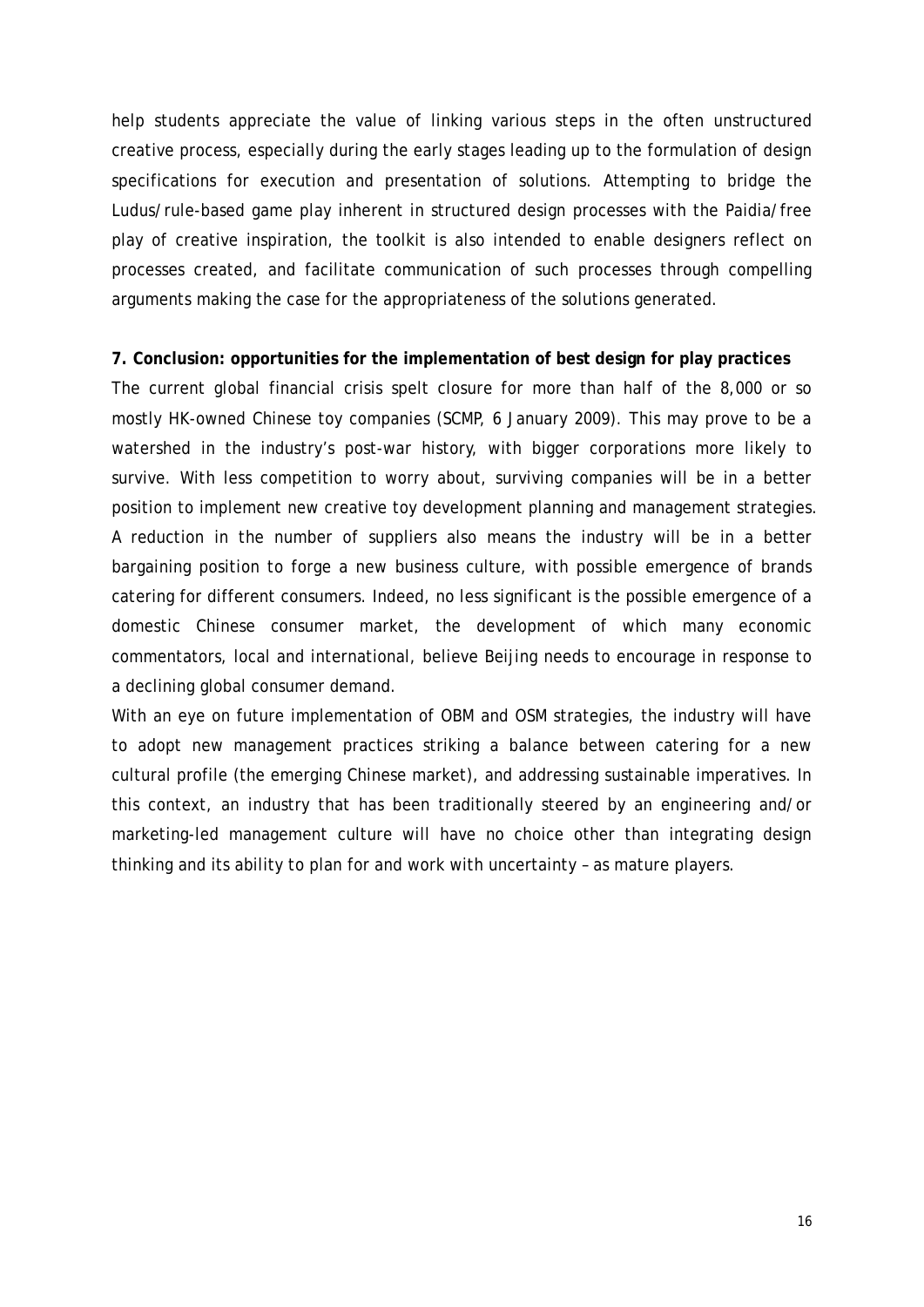help students appreciate the value of linking various steps in the often unstructured creative process, especially during the early stages leading up to the formulation of design specifications for execution and presentation of solutions. Attempting to bridge the Ludus/rule-based game play inherent in structured design processes with the Paidia/free play of creative inspiration, the toolkit is also intended to enable designers reflect on processes created, and facilitate communication of such processes through compelling arguments making the case for the appropriateness of the solutions generated.

## 7. Conclusion: opportunities for the implementation of best design for play practices

The current global financial crisis spelt closure for more than half of the 8,000 or so mostly HK-owned Chinese toy companies (SCMP, 6 January 2009). This may prove to be a watershed in the industry's post-war history, with bigger corporations more likely to survive. With less competition to worry about, surviving companies will be in a better position to implement new creative toy development planning and management strategies. A reduction in the number of suppliers also means the industry will be in a better bargaining position to forge a new business culture, with possible emergence of brands catering for different consumers. Indeed, no less significant is the possible emergence of a domestic Chinese consumer market, the development of which many economic commentators, local and international, believe Beijing needs to encourage in response to a declining global consumer demand.

With an eye on future implementation of OBM and OSM strategies, the industry will have to adopt new management practices striking a balance between catering for a new cultural profile (the emerging Chinese market), and addressing sustainable imperatives. In this context, an industry that has been traditionally steered by an engineering and/or marketing-led management culture will have no choice other than integrating design thinking and its ability to plan for and work with uncertainty – as mature players.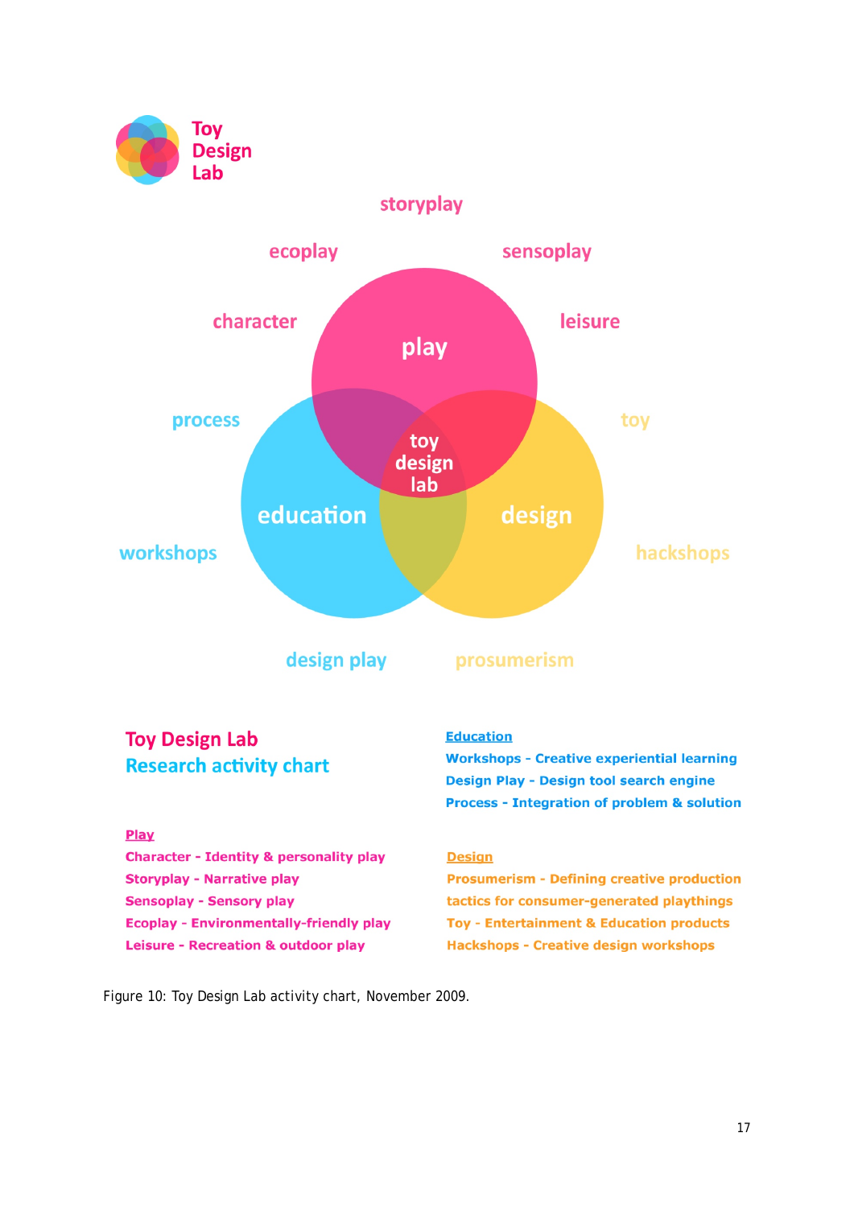Toy Design Lab

storyplay

ecoplay

sensoplay

character

leisure

play

process

toy

toy design lab

education

design

workshops

hackshops

design play

prosumerism

**Toy Design Lab**
**Research activity chart**

**Education**

**Workshops - Creative experiential learning**
**Design Play - Design tool search engine**
**Process - Integration of problem & solution**

**Play**

**Character - Identity & personality play**
**Storyplay - Narrative play**
**Sensoplay - Sensory play**
**Ecoplay - Environmentally-friendly play**
**Leisure - Recreation & outdoor play**

**Design**

**Prosumerism - Defining creative production tactics for consumer-generated playthings**
**Toy - Entertainment & Education products**
**Hackshops - Creative design workshops**

Figure 10: Toy Design Lab activity chart, November 2009.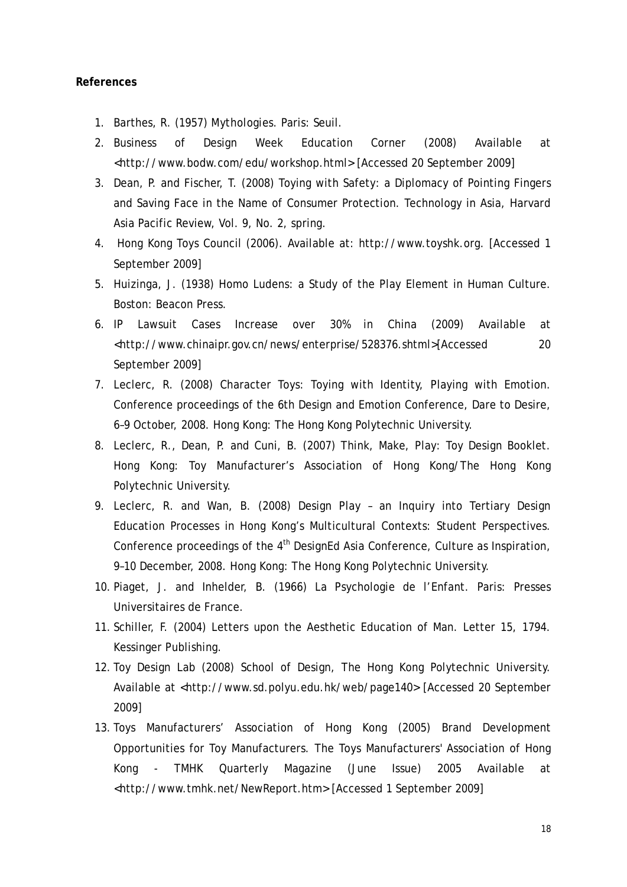**References**

1. Barthes, R. (1957) Mythologies. Paris: Seuil.
2. Business of Design Week Education Corner (2008) Available at <http://www.bodw.com/edu/workshop.html> [Accessed 20 September 2009]
3. Dean, P. and Fischer, T. (2008) Toying with Safety: a Diplomacy of Pointing Fingers and Saving Face in the Name of Consumer Protection. Technology in Asia, Harvard Asia Pacific Review, Vol. 9, No. 2, spring.
4. Hong Kong Toys Council (2006). Available at: http://www.toyshk.org. [Accessed 1 September 2009]
5. Huizinga, J. (1938) Homo Ludens: a Study of the Play Element in Human Culture. Boston: Beacon Press.
6. IP Lawsuit Cases Increase over 30% in China (2009) Available at <http://www.chinaipr.gov.cn/news/enterprise/528376.shtml>[Accessed 20 September 2009]
7. Leclerc, R. (2008) Character Toys: Toying with Identity, Playing with Emotion. Conference proceedings of the 6th Design and Emotion Conference, Dare to Desire, 6–9 October, 2008. Hong Kong: The Hong Kong Polytechnic University.
8. Leclerc, R., Dean, P. and Cuni, B. (2007) Think, Make, Play: Toy Design Booklet. Hong Kong: Toy Manufacturer's Association of Hong Kong/The Hong Kong Polytechnic University.
9. Leclerc, R. and Wan, B. (2008) Design Play – an Inquiry into Tertiary Design Education Processes in Hong Kong's Multicultural Contexts: Student Perspectives. Conference proceedings of the 4th DesignEd Asia Conference, Culture as Inspiration, 9–10 December, 2008. Hong Kong: The Hong Kong Polytechnic University.
10. Piaget, J. and Inhelder, B. (1966) La Psychologie de l'Enfant. Paris: Presses Universitaires de France.
11. Schiller, F. (2004) Letters upon the Aesthetic Education of Man. Letter 15, 1794. Kessinger Publishing.
12. Toy Design Lab (2008) School of Design, The Hong Kong Polytechnic University. Available at <http://www.sd.polyu.edu.hk/web/page140> [Accessed 20 September 2009]
13. Toys Manufacturers' Association of Hong Kong (2005) Brand Development Opportunities for Toy Manufacturers. The Toys Manufacturers' Association of Hong Kong - TMHK Quarterly Magazine (June Issue) 2005 Available at <http://www.tmhk.net/NewReport.htm> [Accessed 1 September 2009]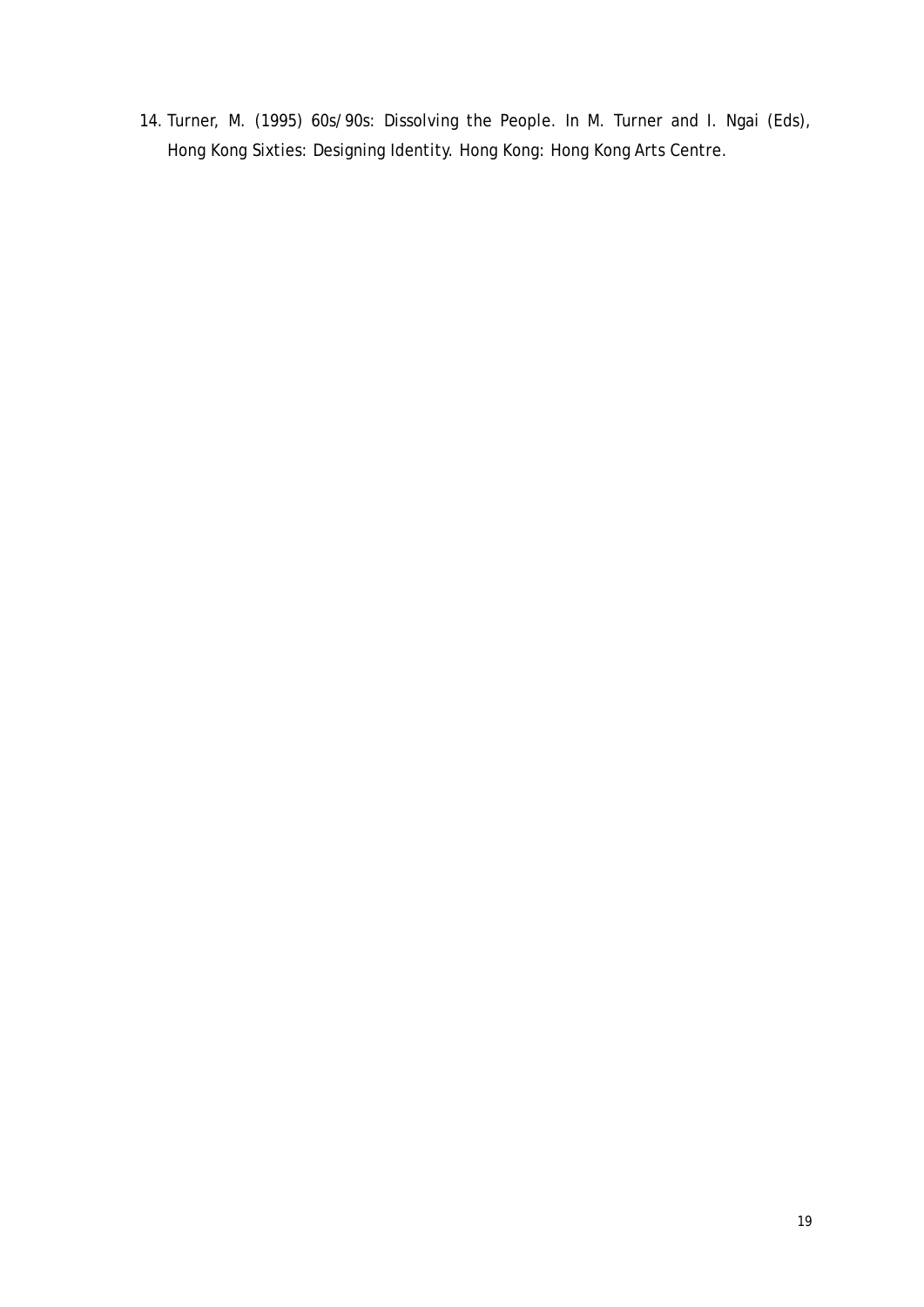14. Turner, M. (1995) 60s/90s: Dissolving the People. In M. Turner and I. Ngai (Eds), Hong Kong Sixties: Designing Identity. Hong Kong: Hong Kong Arts Centre.